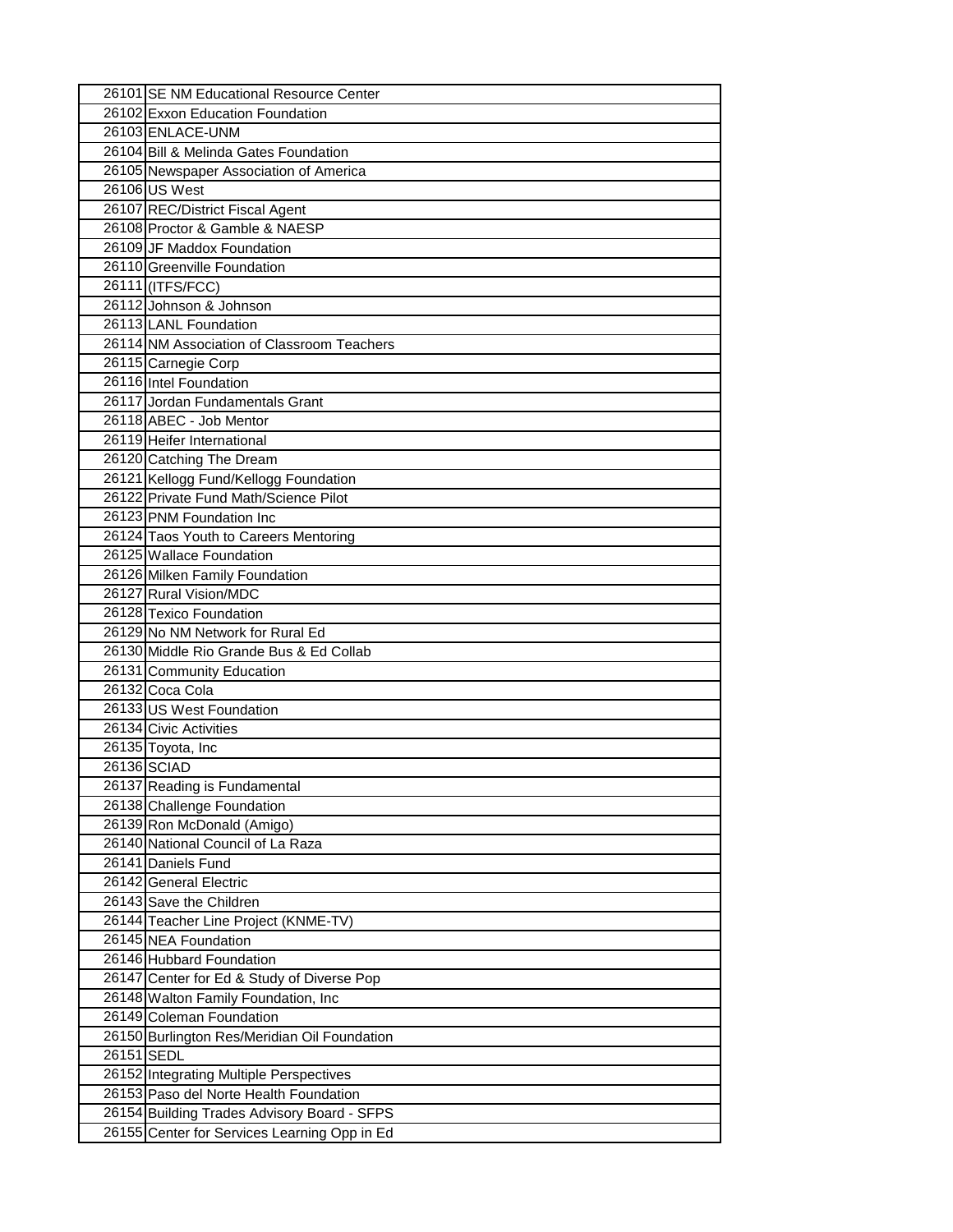| | | |
|---|---|---|
| | 26101 | SE NM Educational Resource Center |
| | 26102 | Exxon Education Foundation |
| | 26103 | ENLACE-UNM |
| | 26104 | Bill & Melinda Gates Foundation |
| | 26105 | Newspaper Association of America |
| | 26106 | US West |
| | 26107 | REC/District Fiscal Agent |
| | 26108 | Proctor & Gamble & NAESP |
| | 26109 | JF Maddox Foundation |
| | 26110 | Greenville Foundation |
| | 26111 | (ITFS/FCC) |
| | 26112 | Johnson & Johnson |
| | 26113 | LANL Foundation |
| | 26114 | NM Association of Classroom Teachers |
| | 26115 | Carnegie Corp |
| | 26116 | Intel Foundation |
| | 26117 | Jordan Fundamentals Grant |
| | 26118 | ABEC - Job Mentor |
| | 26119 | Heifer International |
| | 26120 | Catching The Dream |
| | 26121 | Kellogg Fund/Kellogg Foundation |
| | 26122 | Private Fund Math/Science Pilot |
| | 26123 | PNM Foundation Inc |
| | 26124 | Taos Youth to Careers Mentoring |
| | 26125 | Wallace Foundation |
| | 26126 | Milken Family Foundation |
| | 26127 | Rural Vision/MDC |
| | 26128 | Texico Foundation |
| | 26129 | No NM Network for Rural Ed |
| | 26130 | Middle Rio Grande Bus & Ed Collab |
| | 26131 | Community Education |
| | 26132 | Coca Cola |
| | 26133 | US West Foundation |
| | 26134 | Civic Activities |
| | 26135 | Toyota, Inc |
| | 26136 | SCIAD |
| | 26137 | Reading is Fundamental |
| | 26138 | Challenge Foundation |
| | 26139 | Ron McDonald (Amigo) |
| | 26140 | National Council of La Raza |
| | 26141 | Daniels Fund |
| | 26142 | General Electric |
| | 26143 | Save the Children |
| | 26144 | Teacher Line Project (KNME-TV) |
| | 26145 | NEA Foundation |
| | 26146 | Hubbard Foundation |
| | 26147 | Center for Ed & Study of Diverse Pop |
| | 26148 | Walton Family Foundation, Inc |
| | 26149 | Coleman Foundation |
| | 26150 | Burlington Res/Meridian Oil Foundation |
| | 26151 | SEDL |
| | 26152 | Integrating Multiple Perspectives |
| | 26153 | Paso del Norte Health Foundation |
| | 26154 | Building Trades Advisory Board - SFPS |
| | 26155 | Center for Services Learning Opp in Ed |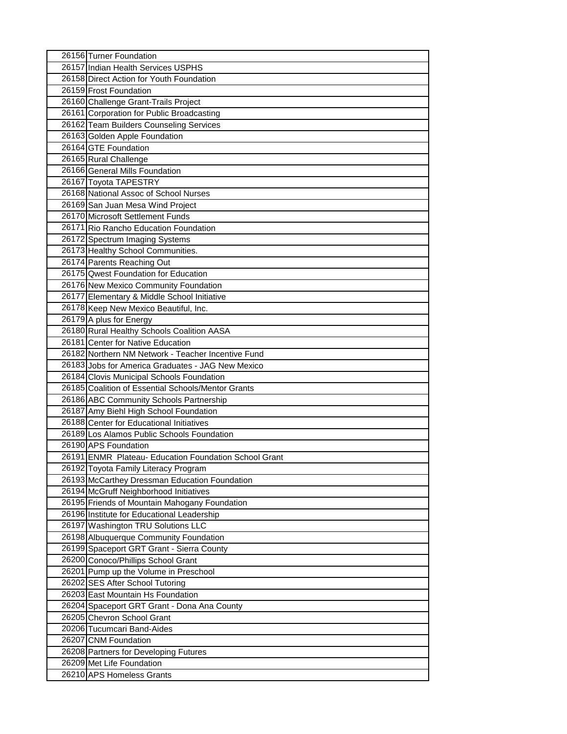| | |
|---|---|
| 26156 | Turner Foundation |
| 26157 | Indian Health Services USPHS |
| 26158 | Direct Action for Youth Foundation |
| 26159 | Frost Foundation |
| 26160 | Challenge Grant-Trails Project |
| 26161 | Corporation for Public Broadcasting |
| 26162 | Team Builders Counseling Services |
| 26163 | Golden Apple Foundation |
| 26164 | GTE Foundation |
| 26165 | Rural Challenge |
| 26166 | General Mills Foundation |
| 26167 | Toyota TAPESTRY |
| 26168 | National Assoc of School Nurses |
| 26169 | San Juan Mesa Wind Project |
| 26170 | Microsoft Settlement Funds |
| 26171 | Rio Rancho Education Foundation |
| 26172 | Spectrum Imaging Systems |
| 26173 | Healthy School Communities. |
| 26174 | Parents Reaching Out |
| 26175 | Qwest Foundation for Education |
| 26176 | New Mexico Community Foundation |
| 26177 | Elementary & Middle School Initiative |
| 26178 | Keep New Mexico Beautiful, Inc. |
| 26179 | A plus for Energy |
| 26180 | Rural Healthy Schools Coalition AASA |
| 26181 | Center for Native Education |
| 26182 | Northern NM Network - Teacher Incentive Fund |
| 26183 | Jobs for America Graduates - JAG New Mexico |
| 26184 | Clovis Municipal Schools Foundation |
| 26185 | Coalition of Essential Schools/Mentor Grants |
| 26186 | ABC Community Schools Partnership |
| 26187 | Amy Biehl High School Foundation |
| 26188 | Center for Educational Initiatives |
| 26189 | Los Alamos Public Schools Foundation |
| 26190 | APS Foundation |
| 26191 | ENMR Plateau- Education Foundation School Grant |
| 26192 | Toyota Family Literacy Program |
| 26193 | McCarthey Dressman Education Foundation |
| 26194 | McGruff Neighborhood Initiatives |
| 26195 | Friends of Mountain Mahogany Foundation |
| 26196 | Institute for Educational Leadership |
| 26197 | Washington TRU Solutions LLC |
| 26198 | Albuquerque Community Foundation |
| 26199 | Spaceport GRT Grant - Sierra County |
| 26200 | Conoco/Phillips School Grant |
| 26201 | Pump up the Volume in Preschool |
| 26202 | SES After School Tutoring |
| 26203 | East Mountain Hs Foundation |
| 26204 | Spaceport GRT Grant - Dona Ana County |
| 26205 | Chevron School Grant |
| 20206 | Tucumcari Band-Aides |
| 26207 | CNM Foundation |
| 26208 | Partners for Developing Futures |
| 26209 | Met Life Foundation |
| 26210 | APS Homeless Grants |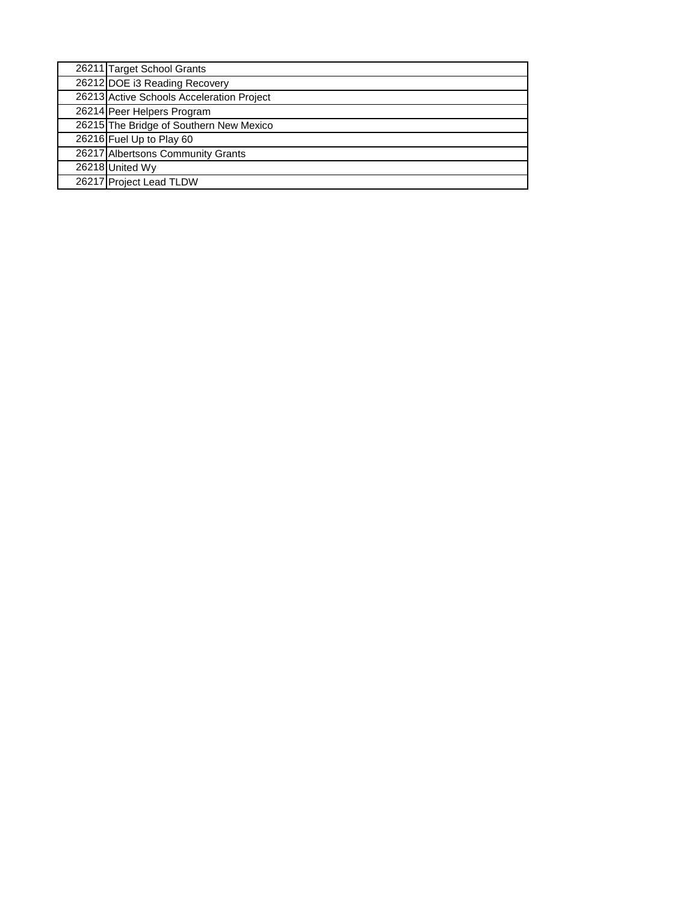| | |
|---|---|
| 26211 | Target School Grants |
| 26212 | DOE i3 Reading Recovery |
| 26213 | Active Schools Acceleration Project |
| 26214 | Peer Helpers Program |
| 26215 | The Bridge of Southern New Mexico |
| 26216 | Fuel Up to Play 60 |
| 26217 | Albertsons Community Grants |
| 26218 | United Wy |
| 26217 | Project Lead TLDW |